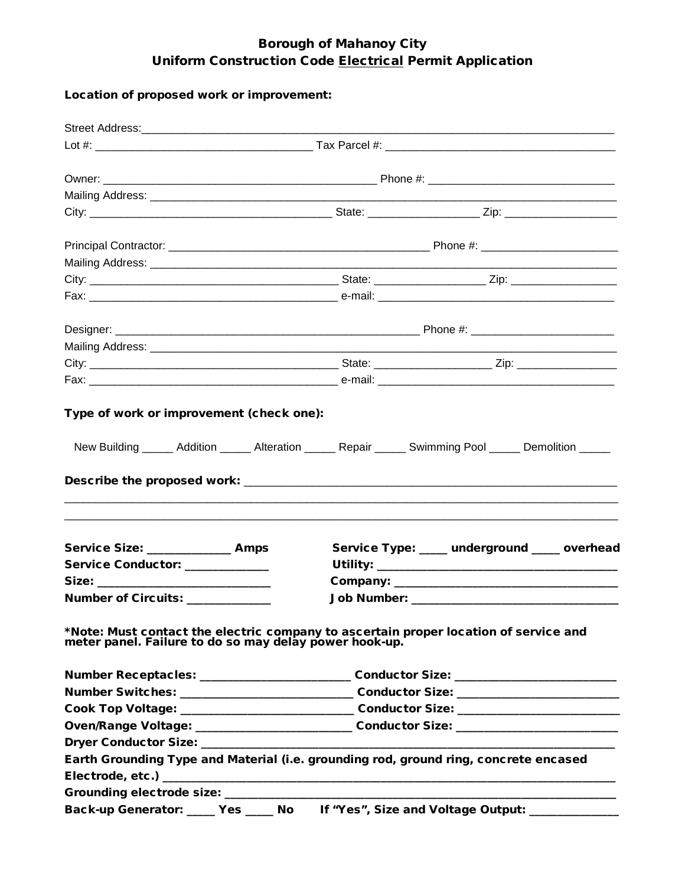# Borough of Mahanoy City
## Uniform Construction Code <u>Electrical</u> Permit Application

**Location of proposed work or improvement:**

Street Address:_______________________________________________________________________________

Lot #: ___________________________________ Tax Parcel #: ____________________________________

Owner: ___________________________________________ Phone #: _____________________________

Mailing Address: _________________________________________________________________________

City: ______________________________________ State: _________________ Zip: _________________

Principal Contractor: _________________________________________ Phone #: ____________________

Mailing Address: _________________________________________________________________________

City: ______________________________________ State: _________________ Zip: ________________

Fax: ______________________________________ e-mail: _____________________________________

Designer: _______________________________________________ Phone #: ______________________

Mailing Address: _________________________________________________________________________

City: ______________________________________ State: __________________ Zip: _______________

Fax: ______________________________________ e-mail: _____________________________________

**Type of work or improvement (check one):**

New Building _____ Addition _____ Alteration _____ Repair _____ Swimming Pool _____ Demolition _____

**Describe the proposed work:** _____________________________________________________________

_____________________________________________________________________________________

_____________________________________________________________________________________

**Service Size:** _____________ **Amps**

**Service Conductor:** _____________

**Size:** ___________________________

**Number of Circuits:** _____________

**Service Type:** ____ **underground** ____ **overhead**

**Utility:** ______________________________________

**Company:** ____________________________________

**Job Number:** _________________________________

**\*Note: Must contact the electric company to ascertain proper location of service and meter panel. Failure to do so may delay power hook-up.**

**Number Receptacles:** ________________________ **Conductor Size:** __________________________

**Number Switches:** ___________________________ **Conductor Size:** __________________________

**Cook Top Voltage:** ___________________________ **Conductor Size:** __________________________

**Oven/Range Voltage:** _________________________ **Conductor Size:** __________________________

**Dryer Conductor Size:** ________________________________________________________________

**Earth Grounding Type and Material (i.e. grounding rod, ground ring, concrete encased Electrode, etc.)** ___________________________________________________________________

**Grounding electrode size:** _____________________________________________________________

**Back-up Generator:** ____ **Yes** ____ **No** **If "Yes", Size and Voltage Output:** ______________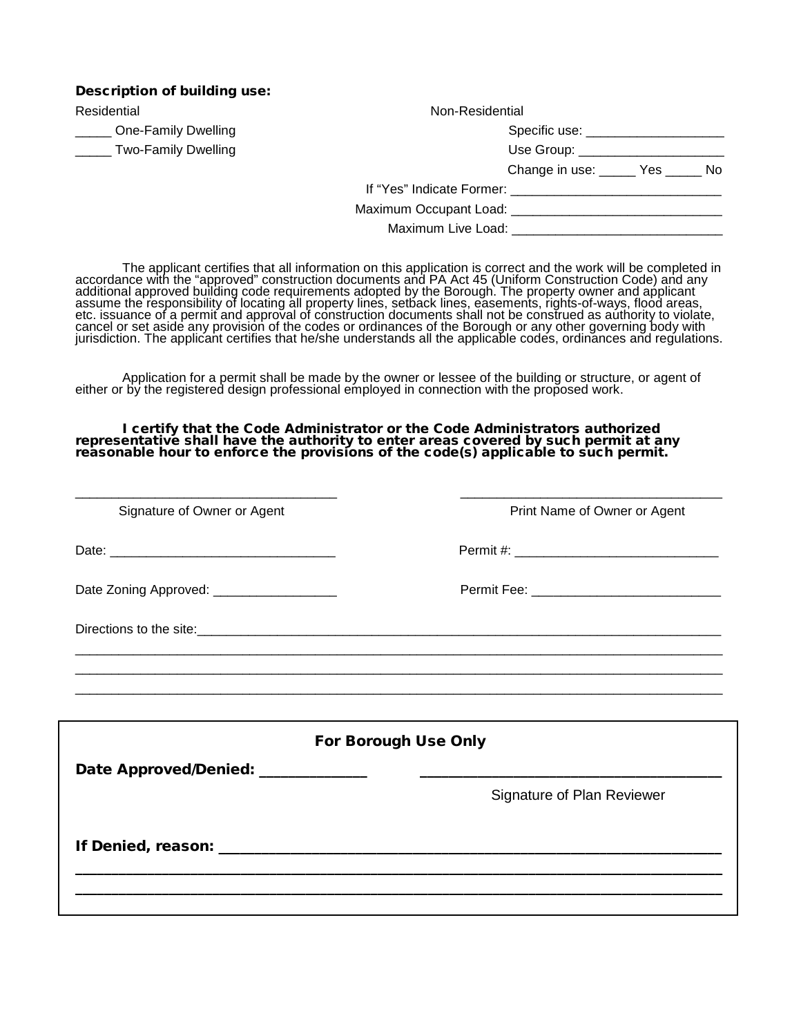**Description of building use:**

Residential

_____ One-Family Dwelling

_____ Two-Family Dwelling

Non-Residential

Specific use: ___________________

Use Group: ____________________

Change in use: _____ Yes _____ No

If "Yes" Indicate Former: _____________________________

Maximum Occupant Load: _____________________________

Maximum Live Load: _____________________________

The applicant certifies that all information on this application is correct and the work will be completed in accordance with the "approved" construction documents and PA Act 45 (Uniform Construction Code) and any additional approved building code requirements adopted by the Borough. The property owner and applicant assume the responsibility of locating all property lines, setback lines, easements, rights-of-ways, flood areas, etc. issuance of a permit and approval of construction documents shall not be construed as authority to violate, cancel or set aside any provision of the codes or ordinances of the Borough or any other governing body with jurisdiction. The applicant certifies that he/she understands all the applicable codes, ordinances and regulations.

Application for a permit shall be made by the owner or lessee of the building or structure, or agent of either or by the registered design professional employed in connection with the proposed work.

**I certify that the Code Administrator or the Code Administrators authorized representative shall have the authority to enter areas covered by such permit at any reasonable hour to enforce the provisions of the code(s) applicable to such permit.**

____________________________________
Signature of Owner or Agent

____________________________________
Print Name of Owner or Agent

Date: _______________________________

Permit #: ____________________________

Date Zoning Approved: _________________

Permit Fee: __________________________

Directions to the site:_____________________________________________________________________________
_____________________________________________________________________________________________
_____________________________________________________________________________________________
_____________________________________________________________________________________________

**For Borough Use Only**

**Date Approved/Denied: ______________**

______________________________________
Signature of Plan Reviewer

**If Denied, reason: ____________________________________________________________________**
_____________________________________________________________________________________________
_____________________________________________________________________________________________